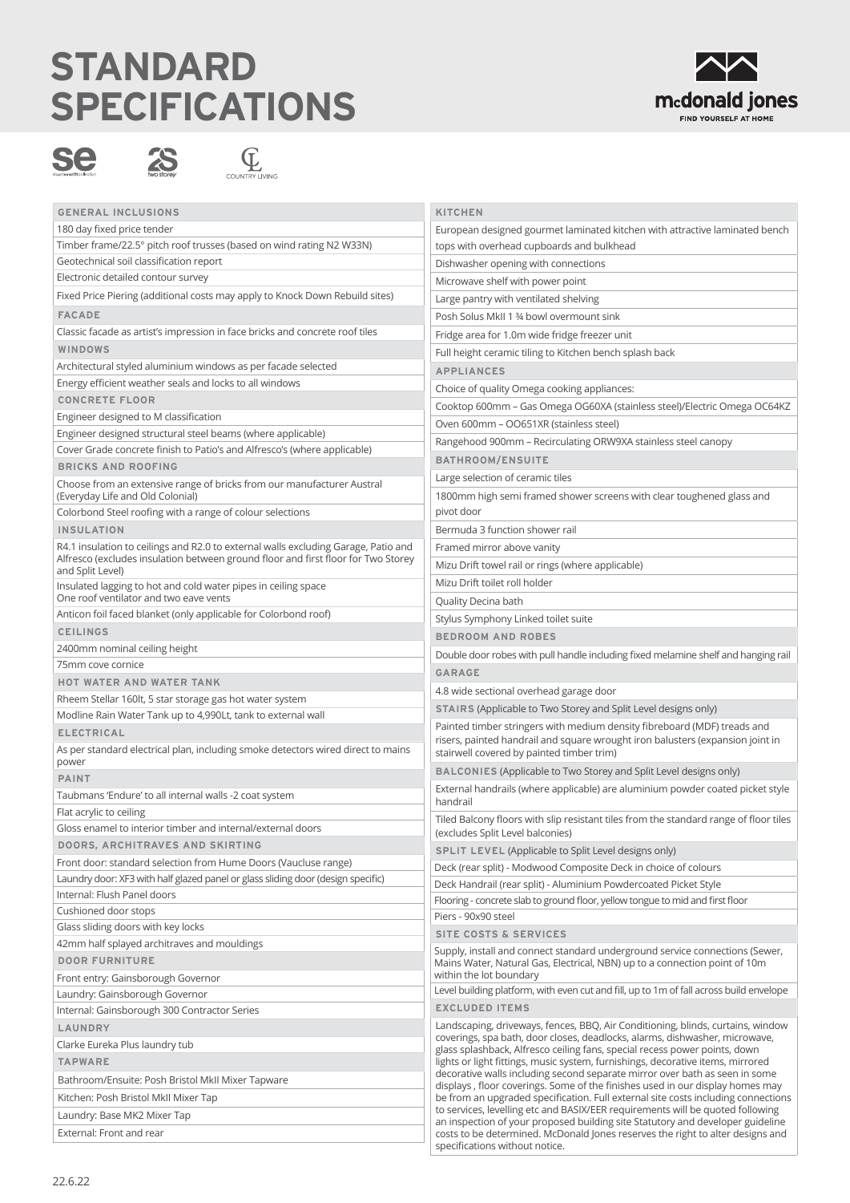# STANDARD SPECIFICATIONS

mcdonald jones
FIND YOURSELF AT HOME

se | two storey | COUNTRY LIVING

## GENERAL INCLUSIONS

- 180 day fixed price tender
- Timber frame/22.5° pitch roof trusses (based on wind rating N2 W33N)
- Geotechnical soil classification report
- Electronic detailed contour survey
- Fixed Price Piering (additional costs may apply to Knock Down Rebuild sites)

## FACADE

- Classic facade as artist's impression in face bricks and concrete roof tiles

## WINDOWS

- Architectural styled aluminium windows as per facade selected
- Energy efficient weather seals and locks to all windows

## CONCRETE FLOOR

- Engineer designed to M classification
- Engineer designed structural steel beams (where applicable)
- Cover Grade concrete finish to Patio's and Alfresco's (where applicable)

## BRICKS AND ROOFING

- Choose from an extensive range of bricks from our manufacturer Austral (Everyday Life and Old Colonial)
- Colorbond Steel roofing with a range of colour selections

## INSULATION

- R4.1 insulation to ceilings and R2.0 to external walls excluding Garage, Patio and Alfresco (excludes insulation between ground floor and first floor for Two Storey and Split Level)
- Insulated lagging to hot and cold water pipes in ceiling space
  One roof ventilator and two eave vents
- Anticon foil faced blanket (only applicable for Colorbond roof)

## CEILINGS

- 2400mm nominal ceiling height
- 75mm cove cornice

## HOT WATER AND WATER TANK

- Rheem Stellar 160lt, 5 star storage gas hot water system
- Modline Rain Water Tank up to 4,990Lt, tank to external wall

## ELECTRICAL

- As per standard electrical plan, including smoke detectors wired direct to mains power

## PAINT

- Taubmans 'Endure' to all internal walls -2 coat system
- Flat acrylic to ceiling
- Gloss enamel to interior timber and internal/external doors

## DOORS, ARCHITRAVES AND SKIRTING

- Front door: standard selection from Hume Doors (Vaucluse range)
- Laundry door: XF3 with half glazed panel or glass sliding door (design specific)
- Internal: Flush Panel doors
- Cushioned door stops
- Glass sliding doors with key locks
- 42mm half splayed architraves and mouldings

## DOOR FURNITURE

- Front entry: Gainsborough Governor
- Laundry: Gainsborough Governor
- Internal: Gainsborough 300 Contractor Series

## LAUNDRY

- Clarke Eureka Plus laundry tub

## TAPWARE

- Bathroom/Ensuite: Posh Bristol MkII Mixer Tapware
- Kitchen: Posh Bristol MkII Mixer Tap
- Laundry: Base MK2 Mixer Tap
- External: Front and rear

## KITCHEN

- European designed gourmet laminated kitchen with attractive laminated bench tops with overhead cupboards and bulkhead
- Dishwasher opening with connections
- Microwave shelf with power point
- Large pantry with ventilated shelving
- Posh Solus MkII 1 ¾ bowl overmount sink
- Fridge area for 1.0m wide fridge freezer unit
- Full height ceramic tiling to Kitchen bench splash back

## APPLIANCES

- Choice of quality Omega cooking appliances:
- Cooktop 600mm – Gas Omega OG60XA (stainless steel)/Electric Omega OC64KZ
- Oven 600mm – OO651XR (stainless steel)
- Rangehood 900mm – Recirculating ORW9XA stainless steel canopy

## BATHROOM/ENSUITE

- Large selection of ceramic tiles
- 1800mm high semi framed shower screens with clear toughened glass and pivot door
- Bermuda 3 function shower rail
- Framed mirror above vanity
- Mizu Drift towel rail or rings (where applicable)
- Mizu Drift toilet roll holder
- Quality Decina bath
- Stylus Symphony Linked toilet suite

## BEDROOM AND ROBES

- Double door robes with pull handle including fixed melamine shelf and hanging rail

## GARAGE

- 4.8 wide sectional overhead garage door

## STAIRS (Applicable to Two Storey and Split Level designs only)

- Painted timber stringers with medium density fibreboard (MDF) treads and risers, painted handrail and square wrought iron balusters (expansion joint in stairwell covered by painted timber trim)

## BALCONIES (Applicable to Two Storey and Split Level designs only)

- External handrails (where applicable) are aluminium powder coated picket style handrail
- Tiled Balcony floors with slip resistant tiles from the standard range of floor tiles (excludes Split Level balconies)

## SPLIT LEVEL (Applicable to Split Level designs only)

- Deck (rear split) - Modwood Composite Deck in choice of colours
- Deck Handrail (rear split) - Aluminium Powdercoated Picket Style
- Flooring - concrete slab to ground floor, yellow tongue to mid and first floor
- Piers - 90x90 steel

## SITE COSTS & SERVICES

- Supply, install and connect standard underground service connections (Sewer, Mains Water, Natural Gas, Electrical, NBN) up to a connection point of 10m within the lot boundary
- Level building platform, with even cut and fill, up to 1m of fall across build envelope

## EXCLUDED ITEMS

Landscaping, driveways, fences, BBQ, Air Conditioning, blinds, curtains, window coverings, spa bath, door closes, deadlocks, alarms, dishwasher, microwave, glass splashback, Alfresco ceiling fans, special recess power points, down lights or light fittings, music system, furnishings, decorative items, mirrored decorative walls including second separate mirror over bath as seen in some displays , floor coverings. Some of the finishes used in our display homes may be from an upgraded specification. Full external site costs including connections to services, levelling etc and BASIX/EER requirements will be quoted following an inspection of your proposed building site Statutory and developer guideline costs to be determined. McDonald Jones reserves the right to alter designs and specifications without notice.

22.6.22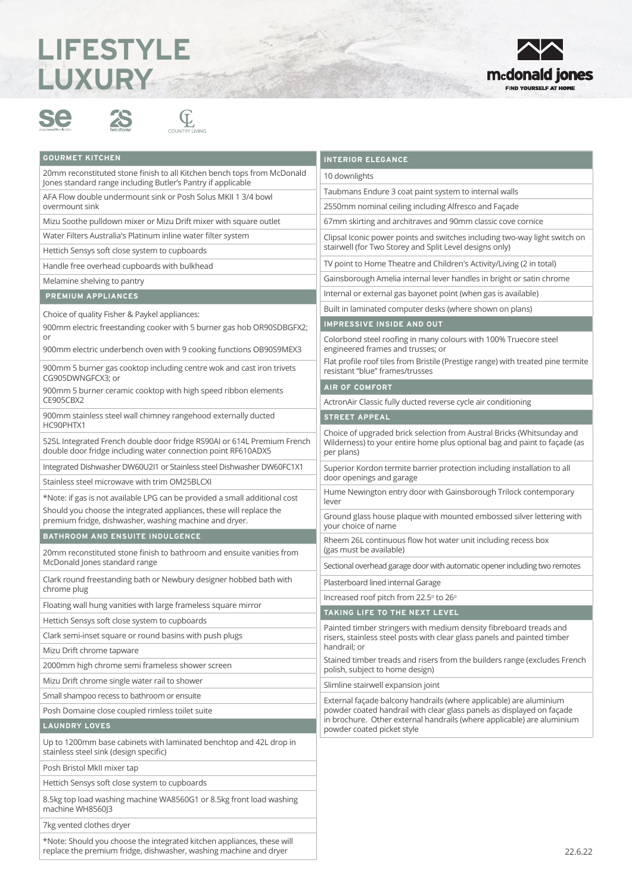# LIFESTYLE LUXURY

mcdonald jones
FIND YOURSELF AT HOME

COUNTRY LIVING

## GOURMET KITCHEN

- 20mm reconstituted stone finish to all Kitchen bench tops from McDonald Jones standard range including Butler's Pantry if applicable
- AFA Flow double undermount sink or Posh Solus MKII 1 3/4 bowl overmount sink
- Mizu Soothe pulldown mixer or Mizu Drift mixer with square outlet
- Water Filters Australia's Platinum inline water filter system
- Hettich Sensys soft close system to cupboards
- Handle free overhead cupboards with bulkhead
- Melamine shelving to pantry

## PREMIUM APPLIANCES

Choice of quality Fisher & Paykel appliances:

- 900mm electric freestanding cooker with 5 burner gas hob OR90SDBGFX2; or
  900mm electric underbench oven with 9 cooking functions OB90S9MEX3
- 900mm 5 burner gas cooktop including centre wok and cast iron trivets CG905DWNGFCX3; or
  900mm 5 burner ceramic cooktop with high speed ribbon elements CE905CBX2
- 900mm stainless steel wall chimney rangehood externally ducted HC90PHTX1
- 525L Integrated French double door fridge RS90AI or 614L Premium French double door fridge including water connection point RF610ADX5
- Integrated Dishwasher DW60U2I1 or Stainless steel Dishwasher DW60FC1X1
- Stainless steel microwave with trim OM25BLCXI

*Note: if gas is not available LPG can be provided a small additional cost
Should you choose the integrated appliances, these will replace the premium fridge, dishwasher, washing machine and dryer.

## BATHROOM AND ENSUITE INDULGENCE

- 20mm reconstituted stone finish to bathroom and ensuite vanities from McDonald Jones standard range
- Clark round freestanding bath or Newbury designer hobbed bath with chrome plug
- Floating wall hung vanities with large frameless square mirror
- Hettich Sensys soft close system to cupboards
- Clark semi-inset square or round basins with push plugs
- Mizu Drift chrome tapware
- 2000mm high chrome semi frameless shower screen
- Mizu Drift chrome single water rail to shower
- Small shampoo recess to bathroom or ensuite
- Posh Domaine close coupled rimless toilet suite

## LAUNDRY LOVES

- Up to 1200mm base cabinets with laminated benchtop and 42L drop in stainless steel sink (design specific)
- Posh Bristol MkII mixer tap
- Hettich Sensys soft close system to cupboards
- 8.5kg top load washing machine WA8560G1 or 8.5kg front load washing machine WH8560J3
- 7kg vented clothes dryer

*Note: Should you choose the integrated kitchen appliances, these will replace the premium fridge, dishwasher, washing machine and dryer

## INTERIOR ELEGANCE

- 10 downlights
- Taubmans Endure 3 coat paint system to internal walls
- 2550mm nominal ceiling including Alfresco and Façade
- 67mm skirting and architraves and 90mm classic cove cornice
- Clipsal Iconic power points and switches including two-way light switch on stairwell (for Two Storey and Split Level designs only)
- TV point to Home Theatre and Children's Activity/Living (2 in total)
- Gainsborough Amelia internal lever handles in bright or satin chrome
- Internal or external gas bayonet point (when gas is available)
- Built in laminated computer desks (where shown on plans)

## IMPRESSIVE INSIDE AND OUT

- Colorbond steel roofing in many colours with 100% Truecore steel engineered frames and trusses; or
  Flat profile roof tiles from Bristile (Prestige range) with treated pine termite resistant "blue" frames/trusses

## AIR OF COMFORT

- ActronAir Classic fully ducted reverse cycle air conditioning

## STREET APPEAL

- Choice of upgraded brick selection from Austral Bricks (Whitsunday and Wilderness) to your entire home plus optional bag and paint to façade (as per plans)
- Superior Kordon termite barrier protection including installation to all door openings and garage
- Hume Newington entry door with Gainsborough Trilock contemporary lever
- Ground glass house plaque with mounted embossed silver lettering with your choice of name
- Rheem 26L continuous flow hot water unit including recess box (gas must be available)
- Sectional overhead garage door with automatic opener including two remotes
- Plasterboard lined internal Garage
- Increased roof pitch from 22.5° to 26°

## TAKING LIFE TO THE NEXT LEVEL

- Painted timber stringers with medium density fibreboard treads and risers, stainless steel posts with clear glass panels and painted timber handrail; or
  Stained timber treads and risers from the builders range (excludes French polish, subject to home design)
- Slimline stairwell expansion joint
- External façade balcony handrails (where applicable) are aluminium powder coated handrail with clear glass panels as displayed on façade in brochure. Other external handrails (where applicable) are aluminium powder coated picket style

22.6.22